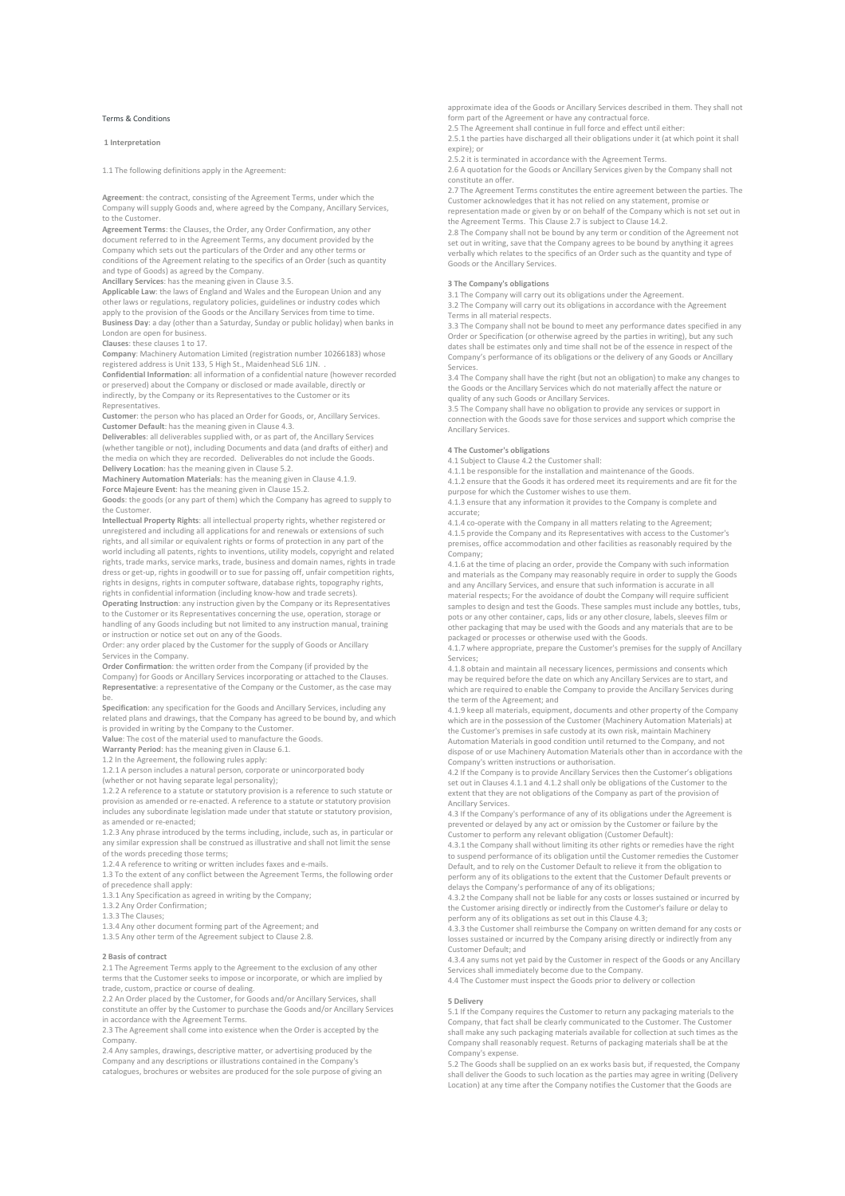Terms & Conditions

## 1 Interpretation

1.1 The following definitions apply in the Agreement:

**Agreement**: the contract, consisting of the Agreement Terms, under which the Company will supply Goods and, where agreed by the Company, Ancillary Services, to the Customer.

**Agreement Terms**: the Clauses, the Order, any Order Confirmation, any other document referred to in the Agreement Terms, any document provided by the Company which sets out the particulars of the Order and any other terms or conditions of the Agreement relating to the specifics of an Order (such as quantity and type of Goods) as agreed by the Company.

**Ancillary Services**: has the meaning given in Clause 3.5.

**Applicable Law**: the laws of England and Wales and the European Union and any other laws or regulations, regulatory policies, guidelines or industry codes which apply to the provision of the Goods or the Ancillary Services from time to time.

**Business Day**: a day (other than a Saturday, Sunday or public holiday) when banks in London are open for business.

**Clauses**: these clauses 1 to 17.

**Company**: Machinery Automation Limited (registration number 10266183) whose registered address is Unit 133, 5 High St., Maidenhead SL6 1JN. .

**Confidential Information**: all information of a confidential nature (however recorded or preserved) about the Company or disclosed or made available, directly or indirectly, by the Company or its Representatives to the Customer or its Representatives.

**Customer**: the person who has placed an Order for Goods, or, Ancillary Services.

**Customer Default**: has the meaning given in Clause 4.3.

**Deliverables**: all deliverables supplied with, or as part of, the Ancillary Services (whether tangible or not), including Documents and data (and drafts of either) and the media on which they are recorded. Deliverables do not include the Goods.

**Delivery Location**: has the meaning given in Clause 5.2.

**Machinery Automation Materials**: has the meaning given in Clause 4.1.9.

**Force Majeure Event**: has the meaning given in Clause 15.2.

**Goods**: the goods (or any part of them) which the Company has agreed to supply to the Customer.

**Intellectual Property Rights**: all intellectual property rights, whether registered or unregistered and including all applications for and renewals or extensions of such rights, and all similar or equivalent rights or forms of protection in any part of the world including all patents, rights to inventions, utility models, copyright and related rights, trade marks, service marks, trade, business and domain names, rights in trade dress or get-up, rights in goodwill or to sue for passing off, unfair competition rights, rights in designs, rights in computer software, database rights, topography rights, rights in confidential information (including know-how and trade secrets).

**Operating Instruction**: any instruction given by the Company or its Representatives to the Customer or its Representatives concerning the use, operation, storage or handling of any Goods including but not limited to any instruction manual, training or instruction or notice set out on any of the Goods.

Order: any order placed by the Customer for the supply of Goods or Ancillary Services in the Company.

**Order Confirmation**: the written order from the Company (if provided by the Company) for Goods or Ancillary Services incorporating or attached to the Clauses.

**Representative**: a representative of the Company or the Customer, as the case may be.

**Specification**: any specification for the Goods and Ancillary Services, including any related plans and drawings, that the Company has agreed to be bound by, and which is provided in writing by the Company to the Customer.

**Value**: The cost of the material used to manufacture the Goods.

**Warranty Period**: has the meaning given in Clause 6.1.

1.2 In the Agreement, the following rules apply:

1.2.1 A person includes a natural person, corporate or unincorporated body (whether or not having separate legal personality);

1.2.2 A reference to a statute or statutory provision is a reference to such statute or provision as amended or re-enacted. A reference to a statute or statutory provision includes any subordinate legislation made under that statute or statutory provision, as amended or re-enacted;

1.2.3 Any phrase introduced by the terms including, include, such as, in particular or any similar expression shall be construed as illustrative and shall not limit the sense of the words preceding those terms;

1.2.4 A reference to writing or written includes faxes and e-mails.

1.3 To the extent of any conflict between the Agreement Terms, the following order of precedence shall apply:

1.3.1 Any Specification as agreed in writing by the Company;

1.3.2 Any Order Confirmation;

1.3.3 The Clauses;

1.3.4 Any other document forming part of the Agreement; and

1.3.5 Any other term of the Agreement subject to Clause 2.8.

## 2 Basis of contract

2.1 The Agreement Terms apply to the Agreement to the exclusion of any other terms that the Customer seeks to impose or incorporate, or which are implied by trade, custom, practice or course of dealing.

2.2 An Order placed by the Customer, for Goods and/or Ancillary Services, shall constitute an offer by the Customer to purchase the Goods and/or Ancillary Services in accordance with the Agreement Terms.

2.3 The Agreement shall come into existence when the Order is accepted by the Company.

2.4 Any samples, drawings, descriptive matter, or advertising produced by the Company and any descriptions or illustrations contained in the Company's catalogues, brochures or websites are produced for the sole purpose of giving an approximate idea of the Goods or Ancillary Services described in them. They shall not form part of the Agreement or have any contractual force.

2.5 The Agreement shall continue in full force and effect until either:

2.5.1 the parties have discharged all their obligations under it (at which point it shall expire); or

2.5.2 it is terminated in accordance with the Agreement Terms.

2.6 A quotation for the Goods or Ancillary Services given by the Company shall not constitute an offer.

2.7 The Agreement Terms constitutes the entire agreement between the parties. The Customer acknowledges that it has not relied on any statement, promise or representation made or given by or on behalf of the Company which is not set out in the Agreement Terms. This Clause 2.7 is subject to Clause 14.2.

2.8 The Company shall not be bound by any term or condition of the Agreement not set out in writing, save that the Company agrees to be bound by anything it agrees verbally which relates to the specifics of an Order such as the quantity and type of Goods or the Ancillary Services.

## 3 The Company's obligations

3.1 The Company will carry out its obligations under the Agreement.

3.2 The Company will carry out its obligations in accordance with the Agreement Terms in all material respects.

3.3 The Company shall not be bound to meet any performance dates specified in any Order or Specification (or otherwise agreed by the parties in writing), but any such dates shall be estimates only and time shall not be of the essence in respect of the Company's performance of its obligations or the delivery of any Goods or Ancillary Services.

3.4 The Company shall have the right (but not an obligation) to make any changes to the Goods or the Ancillary Services which do not materially affect the nature or quality of any such Goods or Ancillary Services.

3.5 The Company shall have no obligation to provide any services or support in connection with the Goods save for those services and support which comprise the Ancillary Services.

## 4 The Customer's obligations

4.1 Subject to Clause 4.2 the Customer shall:

4.1.1 be responsible for the installation and maintenance of the Goods.

4.1.2 ensure that the Goods it has ordered meet its requirements and are fit for the purpose for which the Customer wishes to use them.

4.1.3 ensure that any information it provides to the Company is complete and accurate;

4.1.4 co-operate with the Company in all matters relating to the Agreement;

4.1.5 provide the Company and its Representatives with access to the Customer's premises, office accommodation and other facilities as reasonably required by the Company;

4.1.6 at the time of placing an order, provide the Company with such information and materials as the Company may reasonably require in order to supply the Goods and any Ancillary Services, and ensure that such information is accurate in all material respects; For the avoidance of doubt the Company will require sufficient samples to design and test the Goods. These samples must include any bottles, tubs, pots or any other container, caps, lids or any other closure, labels, sleeves film or other packaging that may be used with the Goods and any materials that are to be packaged or processes or otherwise used with the Goods.

4.1.7 where appropriate, prepare the Customer's premises for the supply of Ancillary Services;

4.1.8 obtain and maintain all necessary licences, permissions and consents which may be required before the date on which any Ancillary Services are to start, and which are required to enable the Company to provide the Ancillary Services during the term of the Agreement; and

4.1.9 keep all materials, equipment, documents and other property of the Company which are in the possession of the Customer (Machinery Automation Materials) at the Customer's premises in safe custody at its own risk, maintain Machinery Automation Materials in good condition until returned to the Company, and not dispose of or use Machinery Automation Materials other than in accordance with the Company's written instructions or authorisation.

4.2 If the Company is to provide Ancillary Services then the Customer's obligations set out in Clauses 4.1.1 and 4.1.2 shall only be obligations of the Customer to the extent that they are not obligations of the Company as part of the provision of Ancillary Services.

4.3 If the Company's performance of any of its obligations under the Agreement is prevented or delayed by any act or omission by the Customer or failure by the Customer to perform any relevant obligation (Customer Default):

4.3.1 the Company shall without limiting its other rights or remedies have the right to suspend performance of its obligation until the Customer remedies the Customer Default, and to rely on the Customer Default to relieve it from the obligation to perform any of its obligations to the extent that the Customer Default prevents or delays the Company's performance of any of its obligations;

4.3.2 the Company shall not be liable for any costs or losses sustained or incurred by the Customer arising directly or indirectly from the Customer's failure or delay to perform any of its obligations as set out in this Clause 4.3;

4.3.3 the Customer shall reimburse the Company on written demand for any costs or losses sustained or incurred by the Company arising directly or indirectly from any Customer Default; and

4.3.4 any sums not yet paid by the Customer in respect of the Goods or any Ancillary Services shall immediately become due to the Company.

4.4 The Customer must inspect the Goods prior to delivery or collection

## 5 Delivery

5.1 If the Company requires the Customer to return any packaging materials to the Company, that fact shall be clearly communicated to the Customer. The Customer shall make any such packaging materials available for collection at such times as the Company shall reasonably request. Returns of packaging materials shall be at the Company's expense.

5.2 The Goods shall be supplied on an ex works basis but, if requested, the Company shall deliver the Goods to such location as the parties may agree in writing (Delivery Location) at any time after the Company notifies the Customer that the Goods are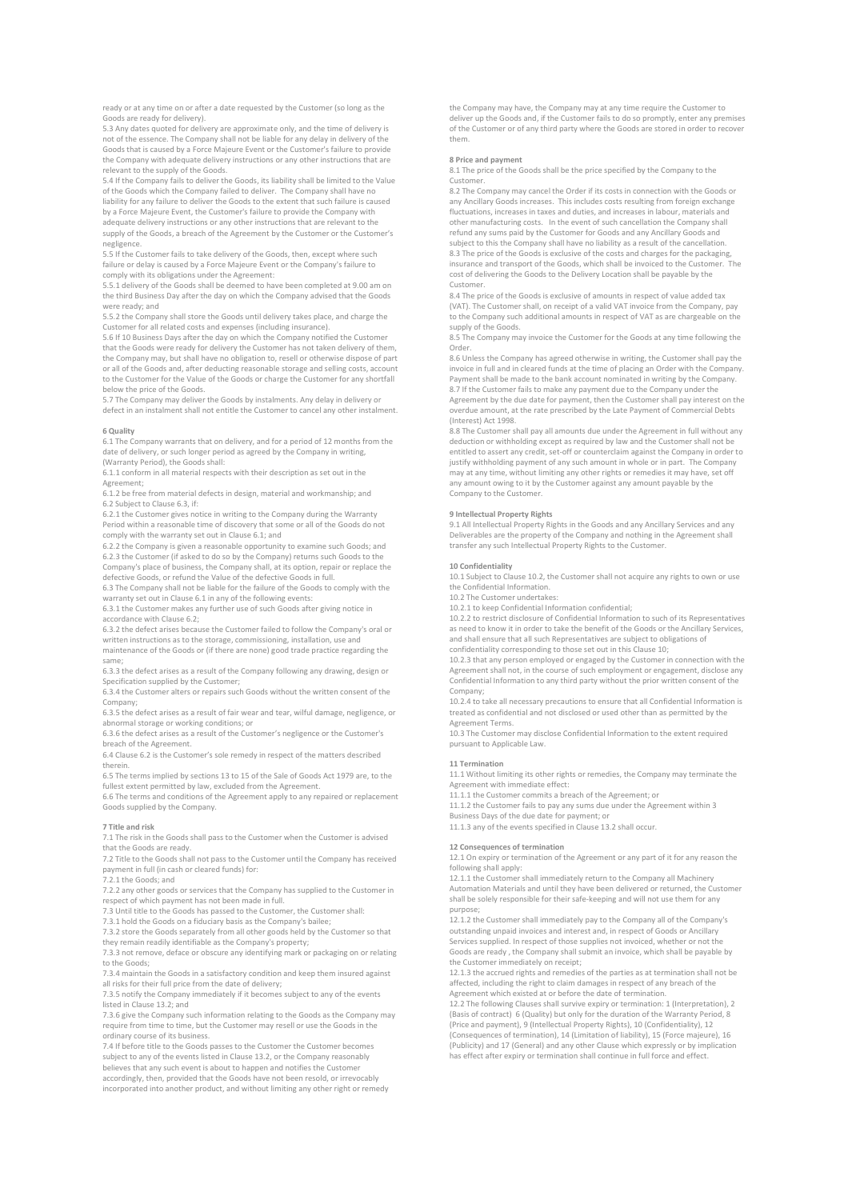ready or at any time on or after a date requested by the Customer (so long as the Goods are ready for delivery).

5.3 Any dates quoted for delivery are approximate only, and the time of delivery is not of the essence. The Company shall not be liable for any delay in delivery of the Goods that is caused by a Force Majeure Event or the Customer's failure to provide the Company with adequate delivery instructions or any other instructions that are relevant to the supply of the Goods.

5.4 If the Company fails to deliver the Goods, its liability shall be limited to the Value of the Goods which the Company failed to deliver. The Company shall have no liability for any failure to deliver the Goods to the extent that such failure is caused by a Force Majeure Event, the Customer's failure to provide the Company with adequate delivery instructions or any other instructions that are relevant to the supply of the Goods, a breach of the Agreement by the Customer or the Customer's negligence.

5.5 If the Customer fails to take delivery of the Goods, then, except where such failure or delay is caused by a Force Majeure Event or the Company's failure to comply with its obligations under the Agreement:

5.5.1 delivery of the Goods shall be deemed to have been completed at 9.00 am on the third Business Day after the day on which the Company advised that the Goods were ready; and

5.5.2 the Company shall store the Goods until delivery takes place, and charge the Customer for all related costs and expenses (including insurance).

5.6 If 10 Business Days after the day on which the Company notified the Customer that the Goods were ready for delivery the Customer has not taken delivery of them, the Company may, but shall have no obligation to, resell or otherwise dispose of part or all of the Goods and, after deducting reasonable storage and selling costs, account to the Customer for the Value of the Goods or charge the Customer for any shortfall below the price of the Goods.

5.7 The Company may deliver the Goods by instalments. Any delay in delivery or defect in an instalment shall not entitle the Customer to cancel any other instalment.

**6 Quality**

6.1 The Company warrants that on delivery, and for a period of 12 months from the date of delivery, or such longer period as agreed by the Company in writing, (Warranty Period), the Goods shall:

6.1.1 conform in all material respects with their description as set out in the Agreement;

6.1.2 be free from material defects in design, material and workmanship; and

6.2 Subject to Clause 6.3, if:

6.2.1 the Customer gives notice in writing to the Company during the Warranty Period within a reasonable time of discovery that some or all of the Goods do not comply with the warranty set out in Clause 6.1; and

6.2.2 the Company is given a reasonable opportunity to examine such Goods; and

6.2.3 the Customer (if asked to do so by the Company) returns such Goods to the Company's place of business, the Company shall, at its option, repair or replace the defective Goods, or refund the Value of the defective Goods in full.

6.3 The Company shall not be liable for the failure of the Goods to comply with the warranty set out in Clause 6.1 in any of the following events:

6.3.1 the Customer makes any further use of such Goods after giving notice in accordance with Clause 6.2;

6.3.2 the defect arises because the Customer failed to follow the Company's oral or written instructions as to the storage, commissioning, installation, use and maintenance of the Goods or (if there are none) good trade practice regarding the same;

6.3.3 the defect arises as a result of the Company following any drawing, design or Specification supplied by the Customer;

6.3.4 the Customer alters or repairs such Goods without the written consent of the Company;

6.3.5 the defect arises as a result of fair wear and tear, wilful damage, negligence, or abnormal storage or working conditions; or

6.3.6 the defect arises as a result of the Customer's negligence or the Customer's breach of the Agreement.

6.4 Clause 6.2 is the Customer's sole remedy in respect of the matters described therein.

6.5 The terms implied by sections 13 to 15 of the Sale of Goods Act 1979 are, to the fullest extent permitted by law, excluded from the Agreement.

6.6 The terms and conditions of the Agreement apply to any repaired or replacement Goods supplied by the Company.

**7 Title and risk**

7.1 The risk in the Goods shall pass to the Customer when the Customer is advised that the Goods are ready.

7.2 Title to the Goods shall not pass to the Customer until the Company has received payment in full (in cash or cleared funds) for:

7.2.1 the Goods; and

7.2.2 any other goods or services that the Company has supplied to the Customer in respect of which payment has not been made in full.

7.3 Until title to the Goods has passed to the Customer, the Customer shall:

7.3.1 hold the Goods on a fiduciary basis as the Company's bailee;

7.3.2 store the Goods separately from all other goods held by the Customer so that they remain readily identifiable as the Company's property;

7.3.3 not remove, deface or obscure any identifying mark or packaging on or relating to the Goods;

7.3.4 maintain the Goods in a satisfactory condition and keep them insured against all risks for their full price from the date of delivery;

7.3.5 notify the Company immediately if it becomes subject to any of the events listed in Clause 13.2; and

7.3.6 give the Company such information relating to the Goods as the Company may require from time to time, but the Customer may resell or use the Goods in the ordinary course of its business.

7.4 If before title to the Goods passes to the Customer the Customer becomes subject to any of the events listed in Clause 13.2, or the Company reasonably believes that any such event is about to happen and notifies the Customer accordingly, then, provided that the Goods have not been resold, or irrevocably incorporated into another product, and without limiting any other right or remedy the Company may have, the Company may at any time require the Customer to deliver up the Goods and, if the Customer fails to do so promptly, enter any premises of the Customer or of any third party where the Goods are stored in order to recover them.

**8 Price and payment**

8.1 The price of the Goods shall be the price specified by the Company to the Customer.

8.2 The Company may cancel the Order if its costs in connection with the Goods or any Ancillary Goods increases. This includes costs resulting from foreign exchange fluctuations, increases in taxes and duties, and increases in labour, materials and other manufacturing costs. In the event of such cancellation the Company shall refund any sums paid by the Customer for Goods and any Ancillary Goods and subject to this the Company shall have no liability as a result of the cancellation.

8.3 The price of the Goods is exclusive of the costs and charges for the packaging, insurance and transport of the Goods, which shall be invoiced to the Customer. The cost of delivering the Goods to the Delivery Location shall be payable by the Customer.

8.4 The price of the Goods is exclusive of amounts in respect of value added tax (VAT). The Customer shall, on receipt of a valid VAT invoice from the Company, pay to the Company such additional amounts in respect of VAT as are chargeable on the supply of the Goods.

8.5 The Company may invoice the Customer for the Goods at any time following the Order.

8.6 Unless the Company has agreed otherwise in writing, the Customer shall pay the invoice in full and in cleared funds at the time of placing an Order with the Company. Payment shall be made to the bank account nominated in writing by the Company.

8.7 If the Customer fails to make any payment due to the Company under the Agreement by the due date for payment, then the Customer shall pay interest on the overdue amount, at the rate prescribed by the Late Payment of Commercial Debts (Interest) Act 1998.

8.8 The Customer shall pay all amounts due under the Agreement in full without any deduction or withholding except as required by law and the Customer shall not be entitled to assert any credit, set-off or counterclaim against the Company in order to justify withholding payment of any such amount in whole or in part. The Company may at any time, without limiting any other rights or remedies it may have, set off any amount owing to it by the Customer against any amount payable by the Company to the Customer.

**9 Intellectual Property Rights**

9.1 All Intellectual Property Rights in the Goods and any Ancillary Services and any Deliverables are the property of the Company and nothing in the Agreement shall transfer any such Intellectual Property Rights to the Customer.

**10 Confidentiality**

10.1 Subject to Clause 10.2, the Customer shall not acquire any rights to own or use the Confidential Information.

10.2 The Customer undertakes:

10.2.1 to keep Confidential Information confidential;

10.2.2 to restrict disclosure of Confidential Information to such of its Representatives as need to know it in order to take the benefit of the Goods or the Ancillary Services, and shall ensure that all such Representatives are subject to obligations of confidentiality corresponding to those set out in this Clause 10;

10.2.3 that any person employed or engaged by the Customer in connection with the Agreement shall not, in the course of such employment or engagement, disclose any Confidential Information to any third party without the prior written consent of the Company;

10.2.4 to take all necessary precautions to ensure that all Confidential Information is treated as confidential and not disclosed or used other than as permitted by the Agreement Terms.

10.3 The Customer may disclose Confidential Information to the extent required pursuant to Applicable Law.

**11 Termination**

11.1 Without limiting its other rights or remedies, the Company may terminate the Agreement with immediate effect:

11.1.1 the Customer commits a breach of the Agreement; or

11.1.2 the Customer fails to pay any sums due under the Agreement within 3 Business Days of the due date for payment; or

11.1.3 any of the events specified in Clause 13.2 shall occur.

**12 Consequences of termination**

12.1 On expiry or termination of the Agreement or any part of it for any reason the following shall apply:

12.1.1 the Customer shall immediately return to the Company all Machinery Automation Materials and until they have been delivered or returned, the Customer shall be solely responsible for their safe-keeping and will not use them for any purpose;

12.1.2 the Customer shall immediately pay to the Company all of the Company's outstanding unpaid invoices and interest and, in respect of Goods or Ancillary Services supplied. In respect of those supplies not invoiced, whether or not the Goods are ready , the Company shall submit an invoice, which shall be payable by the Customer immediately on receipt;

12.1.3 the accrued rights and remedies of the parties as at termination shall not be affected, including the right to claim damages in respect of any breach of the Agreement which existed at or before the date of termination.

12.2 The following Clauses shall survive expiry or termination: 1 (Interpretation), 2 (Basis of contract) 6 (Quality) but only for the duration of the Warranty Period, 8 (Price and payment), 9 (Intellectual Property Rights), 10 (Confidentiality), 12 (Consequences of termination), 14 (Limitation of liability), 15 (Force majeure), 16 (Publicity) and 17 (General) and any other Clause which expressly or by implication has effect after expiry or termination shall continue in full force and effect.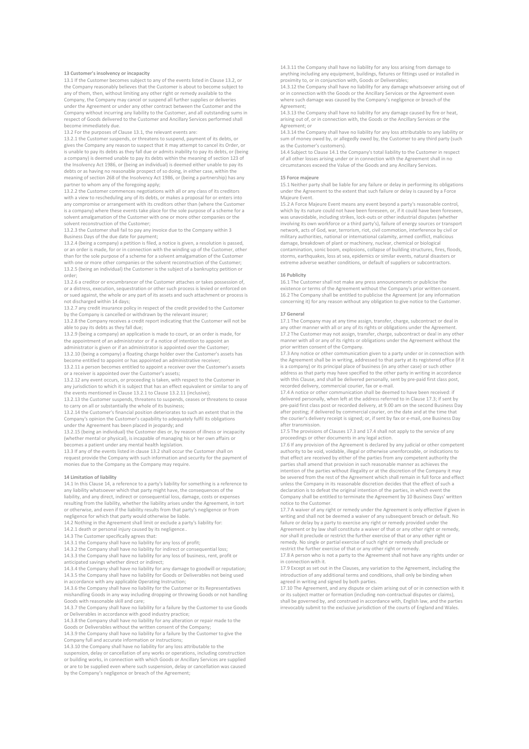### 13 Customer's insolvency or incapacity

13.1 If the Customer becomes subject to any of the events listed in Clause 13.2, or the Company reasonably believes that the Customer is about to become subject to any of them, then, without limiting any other right or remedy available to the Company, the Company may cancel or suspend all further supplies or deliveries under the Agreement or under any other contract between the Customer and the Company without incurring any liability to the Customer, and all outstanding sums in respect of Goods delivered to the Customer and Ancillary Services performed shall become immediately due.

13.2 For the purposes of Clause 13.1, the relevant events are:

13.2.1 the Customer suspends, or threatens to suspend, payment of its debts, or gives the Company any reason to suspect that it may attempt to cancel its Order, or is unable to pay its debts as they fall due or admits inability to pay its debts, or (being a company) is deemed unable to pay its debts within the meaning of section 123 of the Insolvency Act 1986, or (being an individual) is deemed either unable to pay its debts or as having no reasonable prospect of so doing, in either case, within the meaning of section 268 of the Insolvency Act 1986, or (being a partnership) has any partner to whom any of the foregoing apply;

13.2.2 the Customer commences negotiations with all or any class of its creditors with a view to rescheduling any of its debts, or makes a proposal for or enters into any compromise or arrangement with its creditors other than (where the Customer is a company) where these events take place for the sole purpose of a scheme for a solvent amalgamation of the Customer with one or more other companies or the solvent reconstruction of the Customer;

13.2.3 the Customer shall fail to pay any invoice due to the Company within 3 Business Days of the due date for payment;

13.2.4 (being a company) a petition is filed, a notice is given, a resolution is passed, or an order is made, for or in connection with the winding up of the Customer, other than for the sole purpose of a scheme for a solvent amalgamation of the Customer with one or more other companies or the solvent reconstruction of the Customer;

13.2.5 (being an individual) the Customer is the subject of a bankruptcy petition or order;

13.2.6 a creditor or encumbrancer of the Customer attaches or takes possession of, or a distress, execution, sequestration or other such process is levied or enforced on or sued against, the whole or any part of its assets and such attachment or process is not discharged within 14 days;

13.2.7 any credit insurance policy in respect of the credit provided to the Customer by the Company is cancelled or withdrawn by the relevant insurer;

13.2.8 the Company receives a credit report indicating that the Customer will not be able to pay its debts as they fall due;

13.2.9 (being a company) an application is made to court, or an order is made, for the appointment of an administrator or if a notice of intention to appoint an administrator is given or if an administrator is appointed over the Customer;

13.2.10 (being a company) a floating charge holder over the Customer's assets has become entitled to appoint or has appointed an administrative receiver;

13.2.11 a person becomes entitled to appoint a receiver over the Customer's assets or a receiver is appointed over the Customer's assets;

13.2.12 any event occurs, or proceeding is taken, with respect to the Customer in any jurisdiction to which it is subject that has an effect equivalent or similar to any of the events mentioned in Clause 13.2.1 to Clause 13.2.11 (inclusive);

13.2.13 the Customer suspends, threatens to suspends, ceases or threatens to cease to carry on all or substantially the whole of its business;

13.2.14 the Customer's financial position deteriorates to such an extent that in the Company's opinion the Customer's capability to adequately fulfil its obligations under the Agreement has been placed in jeopardy; and

13.2.15 (being an individual) the Customer dies or, by reason of illness or incapacity (whether mental or physical), is incapable of managing his or her own affairs or becomes a patient under any mental health legislation.

13.3 If any of the events listed in clause 13.2 shall occur the Customer shall on request provide the Company with such information and security for the payment of monies due to the Company as the Company may require.

### 14 Limitation of liability

14.1 In this Clause 14, a reference to a party's liability for something is a reference to any liability whatsoever which that party might have, the consequences of the liability, and any direct, indirect or consequential loss, damage, costs or expenses resulting from the liability, whether the liability arises under the Agreement, in tort or otherwise, and even if the liability results from that party's negligence or from negligence for which that party would otherwise be liable.

14.2 Nothing in the Agreement shall limit or exclude a party's liability for:

14.2.1 death or personal injury caused by its negligence..

14.3 The Customer specifically agrees that:

14.3.1 the Company shall have no liability for any loss of profit;

14.3.2 the Company shall have no liability for indirect or consequential loss;

14.3.3 the Company shall have no liability for any loss of business, rent, profit or anticipated savings whether direct or indirect;

14.3.4 the Company shall have no liability for any damage to goodwill or reputation;

14.3.5 the Company shall have no liability for Goods or Deliverables not being used in accordance with any applicable Operating Instruction;

14.3.6 the Company shall have no liability for the Customer or its Representatives mishandling Goods in any way including dropping or throwing Goods or not handling Goods with reasonable skill and care;

14.3.7 the Company shall have no liability for a failure by the Customer to use Goods or Deliverables in accordance with good industry practice;

14.3.8 the Company shall have no liability for any alteration or repair made to the Goods or Deliverables without the written consent of the Company;

14.3.9 the Company shall have no liability for a failure by the Customer to give the Company full and accurate information or instructions;

14.3.10 the Company shall have no liability for any loss attributable to the suspension, delay or cancellation of any works or operations, including construction or building works, in connection with which Goods or Ancillary Services are supplied or are to be supplied even where such suspension, delay or cancellation was caused by the Company's negligence or breach of the Agreement;

14.3.11 the Company shall have no liability for any loss arising from damage to anything including any equipment, buildings, fixtures or fittings used or installed in proximity to, or in conjunction with, Goods or Deliverables;

14.3.12 the Company shall have no liability for any damage whatsoever arising out of or in connection with the Goods or the Ancillary Services or the Agreement even where such damage was caused by the Company's negligence or breach of the Agreement;

14.3.13 the Company shall have no liability for any damage caused by fire or heat, arising out of, or in connection with, the Goods or the Ancillary Services or the Agreement; or

14.3.14 the Company shall have no liability for any loss attributable to any liability or sum of money owed by, or allegedly owed by, the Customer to any third party (such as the Customer's customers).

14.4 Subject to Clause 14.1 the Company's total liability to the Customer in respect of all other losses arising under or in connection with the Agreement shall in no circumstances exceed the Value of the Goods and any Ancillary Services.

### 15 Force majeure

15.1 Neither party shall be liable for any failure or delay in performing its obligations under the Agreement to the extent that such failure or delay is caused by a Force Majeure Event.

15.2 A Force Majeure Event means any event beyond a party's reasonable control, which by its nature could not have been foreseen, or, if it could have been foreseen, was unavoidable, including strikes, lock-outs or other industrial disputes (whether involving its own workforce or a third party's), failure of energy sources or transport network, acts of God, war, terrorism, riot, civil commotion, interference by civil or military authorities, national or international calamity, armed conflict, malicious damage, breakdown of plant or machinery, nuclear, chemical or biological contamination, sonic boom, explosions, collapse of building structures, fires, floods, storms, earthquakes, loss at sea, epidemics or similar events, natural disasters or extreme adverse weather conditions, or default of suppliers or subcontractors.

### 16 Publicity

16.1 The Customer shall not make any press announcements or publicise the existence or terms of the Agreement without the Company's prior written consent.

16.2 The Company shall be entitled to publicise the Agreement (or any information concerning it) for any reason without any obligation to give notice to the Customer.

### 17 General

17.1 The Company may at any time assign, transfer, charge, subcontract or deal in any other manner with all or any of its rights or obligations under the Agreement.

17.2 The Customer may not assign, transfer, charge, subcontract or deal in any other manner with all or any of its rights or obligations under the Agreement without the prior written consent of the Company.

17.3 Any notice or other communication given to a party under or in connection with the Agreement shall be in writing, addressed to that party at its registered office (if it is a company) or its principal place of business (in any other case) or such other address as that party may have specified to the other party in writing in accordance with this Clause, and shall be delivered personally, sent by pre-paid first class post, recorded delivery, commercial courier, fax or e-mail.

17.4 A notice or other communication shall be deemed to have been received: if delivered personally, when left at the address referred to in Clause 17.3; if sent by pre-paid first class post or recorded delivery, at 9.00 am on the second Business Day after posting; if delivered by commercial courier, on the date and at the time that the courier's delivery receipt is signed; or, if sent by fax or e-mail, one Business Day after transmission.

17.5 The provisions of Clauses 17.3 and 17.4 shall not apply to the service of any proceedings or other documents in any legal action.

17.6 If any provision of the Agreement is declared by any judicial or other competent authority to be void, voidable, illegal or otherwise unenforceable, or indications to that effect are received by either of the parties from any competent authority the parties shall amend that provision in such reasonable manner as achieves the intention of the parties without illegality or at the discretion of the Company it may be severed from the rest of the Agreement which shall remain in full force and effect unless the Company in its reasonable discretion decides that the effect of such a declaration is to defeat the original intention of the parties, in which event the Company shall be entitled to terminate the Agreement by 10 Business Days' written notice to the Customer.

17.7 A waiver of any right or remedy under the Agreement is only effective if given in writing and shall not be deemed a waiver of any subsequent breach or default. No failure or delay by a party to exercise any right or remedy provided under the Agreement or by law shall constitute a waiver of that or any other right or remedy, nor shall it preclude or restrict the further exercise of that or any other right or remedy. No single or partial exercise of such right or remedy shall preclude or restrict the further exercise of that or any other right or remedy.

17.8 A person who is not a party to the Agreement shall not have any rights under or in connection with it.

17.9 Except as set out in the Clauses, any variation to the Agreement, including the introduction of any additional terms and conditions, shall only be binding when agreed in writing and signed by both parties.

17.10 The Agreement, and any dispute or claim arising out of or in connection with it or its subject matter or formation (including non-contractual disputes or claims), shall be governed by, and construed in accordance with, English law, and the parties irrevocably submit to the exclusive jurisdiction of the courts of England and Wales.